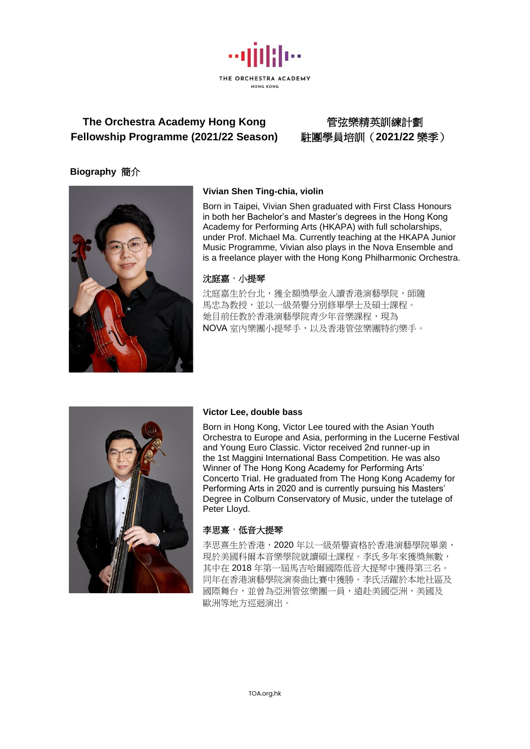# The Orchestra Academy Hong Kong Fellowship Programme (2021/22 Season)

# 管弦樂精英訓練計劃 駐團學員培訓（2021/22 樂季）

## Biography 簡介

### Vivian Shen Ting-chia, violin

Born in Taipei, Vivian Shen graduated with First Class Honours in both her Bachelor's and Master's degrees in the Hong Kong Academy for Performing Arts (HKAPA) with full scholarships, under Prof. Michael Ma. Currently teaching at the HKAPA Junior Music Programme, Vivian also plays in the Nova Ensemble and is a freelance player with the Hong Kong Philharmonic Orchestra.

### 沈庭嘉，小提琴

沈庭嘉生於台北，獲全額獎學金入讀香港演藝學院，師隨馬忠為教授，並以一級榮譽分別修畢學士及碩士課程。她目前任教於香港演藝學院青少年音樂課程，現為NOVA 室內樂團小提琴手，以及香港管弦樂團特約樂手。

### Victor Lee, double bass

Born in Hong Kong, Victor Lee toured with the Asian Youth Orchestra to Europe and Asia, performing in the Lucerne Festival and Young Euro Classic. Victor received 2nd runner-up in the 1st Maggini International Bass Competition. He was also Winner of The Hong Kong Academy for Performing Arts' Concerto Trial. He graduated from The Hong Kong Academy for Performing Arts in 2020 and is currently pursuing his Masters' Degree in Colburn Conservatory of Music, under the tutelage of Peter Lloyd.

### 李思熹，低音大提琴

李思熹生於香港，2020 年以一級榮譽資格於香港演藝學院畢業，現於美國科爾本音樂學院就讀碩士課程。李氏多年來獲獎無數，其中在 2018 年第一屆馬吉哈爾國際低音大提琴中獲得第三名。同年在香港演藝學院演奏曲比賽中獲勝。李氏活躍於本地社區及國際舞台，並曾為亞洲管弦樂團一員，遠赴美國亞洲，美國及歐洲等地方巡迴演出。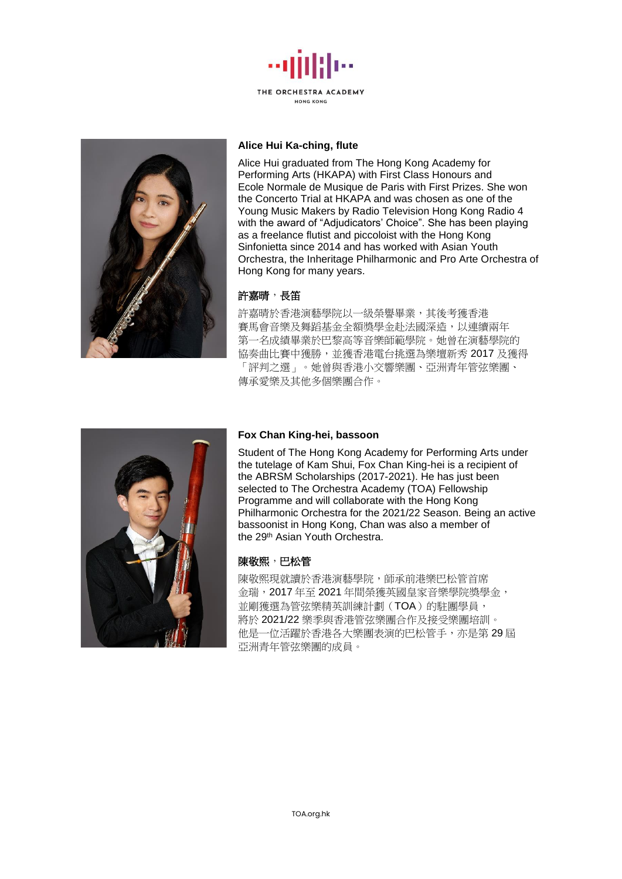### Alice Hui Ka-ching, flute

Alice Hui graduated from The Hong Kong Academy for Performing Arts (HKAPA) with First Class Honours and Ecole Normale de Musique de Paris with First Prizes. She won the Concerto Trial at HKAPA and was chosen as one of the Young Music Makers by Radio Television Hong Kong Radio 4 with the award of "Adjudicators' Choice". She has been playing as a freelance flutist and piccoloist with the Hong Kong Sinfonietta since 2014 and has worked with Asian Youth Orchestra, the Inheritage Philharmonic and Pro Arte Orchestra of Hong Kong for many years.

### 許嘉晴，長笛

許嘉晴於香港演藝學院以一級榮譽畢業，其後考獲香港賽馬會音樂及舞蹈基金全額獎學金赴法國深造，以連續兩年第一名成績畢業於巴黎高等音樂師範學院。她曾在演藝學院的協奏曲比賽中獲勝，並獲香港電台挑選為樂壇新秀 2017 及獲得「評判之選」。她曾與香港小交響樂團、亞洲青年管弦樂團、傳承愛樂及其他多個樂團合作。

### Fox Chan King-hei, bassoon

Student of The Hong Kong Academy for Performing Arts under the tutelage of Kam Shui, Fox Chan King-hei is a recipient of the ABRSM Scholarships (2017-2021). He has just been selected to The Orchestra Academy (TOA) Fellowship Programme and will collaborate with the Hong Kong Philharmonic Orchestra for the 2021/22 Season. Being an active bassoonist in Hong Kong, Chan was also a member of the 29th Asian Youth Orchestra.

### 陳敬熙，巴松管

陳敬熙現就讀於香港演藝學院，師承前港樂巴松管首席金瑞，2017 年至 2021 年間榮獲英國皇家音樂學院獎學金，並剛獲選為管弦樂精英訓練計劃（TOA）的駐團學員，將於 2021/22 樂季與香港管弦樂團合作及接受樂團培訓。他是一位活躍於香港各大樂團表演的巴松管手，亦是第 29 屆亞洲青年管弦樂團的成員。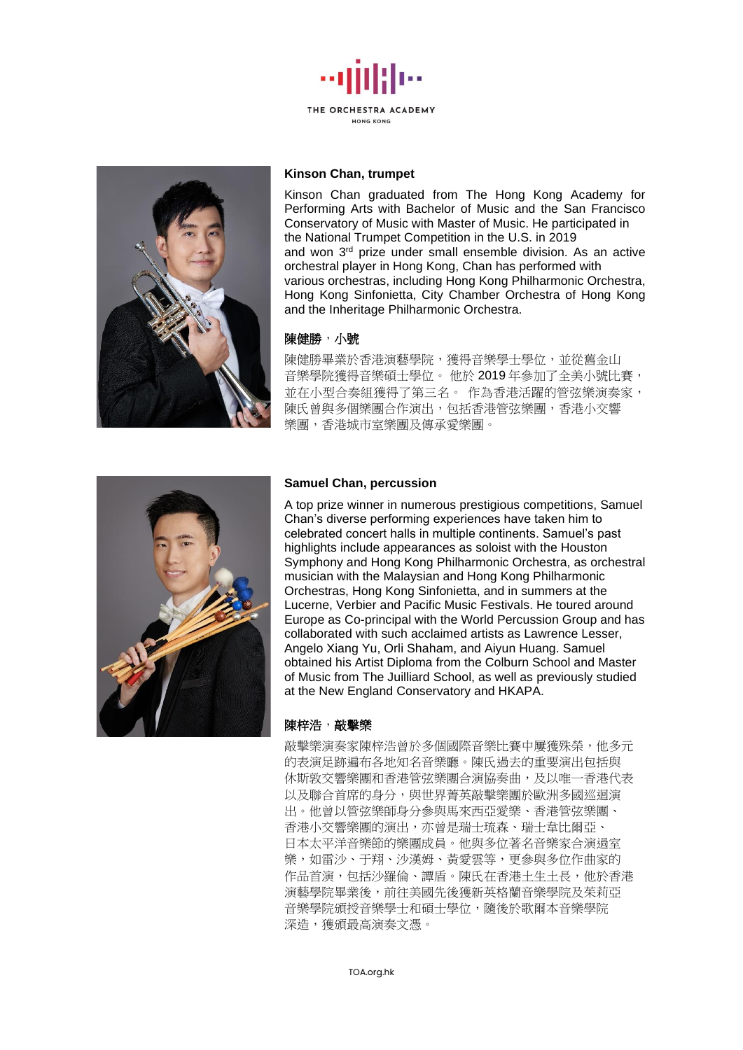### Kinson Chan, trumpet

Kinson Chan graduated from The Hong Kong Academy for Performing Arts with Bachelor of Music and the San Francisco Conservatory of Music with Master of Music. He participated in the National Trumpet Competition in the U.S. in 2019 and won 3rd prize under small ensemble division. As an active orchestral player in Hong Kong, Chan has performed with various orchestras, including Hong Kong Philharmonic Orchestra, Hong Kong Sinfonietta, City Chamber Orchestra of Hong Kong and the Inheritage Philharmonic Orchestra.

### 陳健勝，小號

陳健勝畢業於香港演藝學院，獲得音樂學士學位，並從舊金山音樂學院獲得音樂碩士學位。 他於 2019 年參加了全美小號比賽，並在小型合奏組獲得了第三名。 作為香港活躍的管弦樂演奏家，陳氏曾與多個樂團合作演出，包括香港管弦樂團，香港小交響樂團，香港城市室樂團及傳承愛樂團。

### Samuel Chan, percussion

A top prize winner in numerous prestigious competitions, Samuel Chan's diverse performing experiences have taken him to celebrated concert halls in multiple continents. Samuel's past highlights include appearances as soloist with the Houston Symphony and Hong Kong Philharmonic Orchestra, as orchestral musician with the Malaysian and Hong Kong Philharmonic Orchestras, Hong Kong Sinfonietta, and in summers at the Lucerne, Verbier and Pacific Music Festivals. He toured around Europe as Co-principal with the World Percussion Group and has collaborated with such acclaimed artists as Lawrence Lesser, Angelo Xiang Yu, Orli Shaham, and Aiyun Huang. Samuel obtained his Artist Diploma from the Colburn School and Master of Music from The Juilliard School, as well as previously studied at the New England Conservatory and HKAPA.

### 陳梓浩，敲擊樂

敲擊樂演奏家陳梓浩曾於多個國際音樂比賽中屢獲殊榮，他多元的表演足跡遍布各地知名音樂廳。陳氏過去的重要演出包括與休斯敦交響樂團和香港管弦樂團合演協奏曲，及以唯一香港代表以及聯合首席的身分，與世界菁英敲擊樂團於歐洲多國巡迴演出。他曾以管弦樂師身分參與馬來西亞愛樂、香港管弦樂團、香港小交響樂團的演出，亦曾是瑞士琉森、瑞士韋比爾亞、日本太平洋音樂節的樂團成員。他與多位著名音樂家合演過室樂，如雷沙、于翔、沙漢姆、黃愛雲等，更參與多位作曲家的作品首演，包括沙羅倫、譚盾。陳氏在香港土生土長，他於香港演藝學院畢業後，前往美國先後獲新英格蘭音樂學院及茱莉亞音樂學院頒授音樂學士和碩士學位，隨後於歌爾本音樂學院深造，獲頒最高演奏文憑。